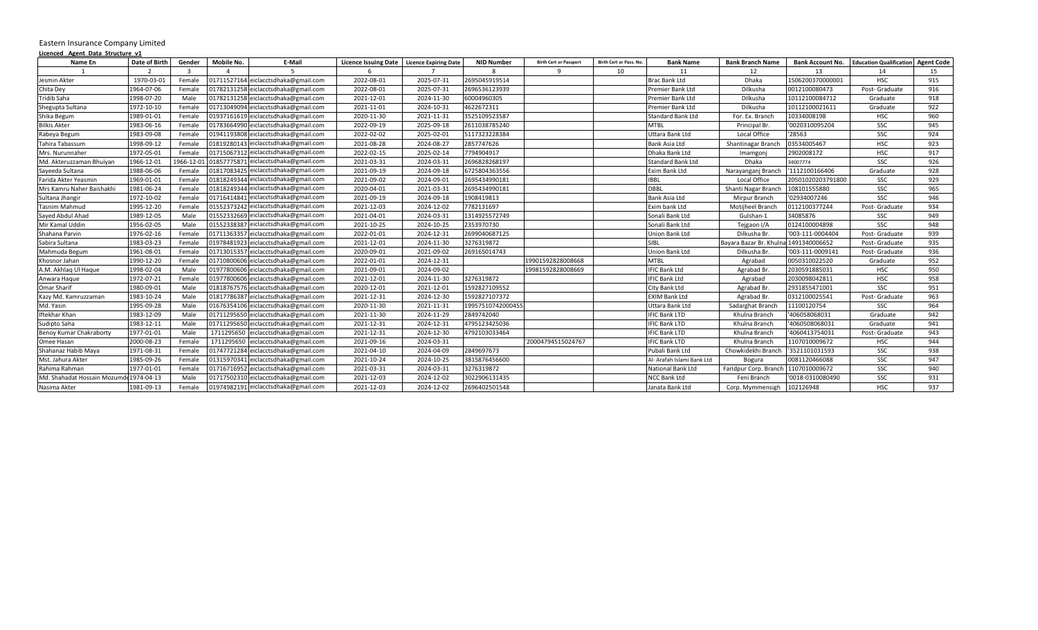Eastern Insurance Company Limited

**Licenced_Agent_Data_Structure_v1**

| Name En | Date of Birth | Gender | Mobile No. | E-Mail | Licence Issuing Date | Licence Expiring Date | NID Number | Birth Cert or Passport | Birth Cert or Pass. No. | Bank Name | Bank Branch Name | Bank Account No. | Education Qualification | Agent Code |
|---|---|---|---|---|---|---|---|---|---|---|---|---|---|---|
| 1 | 2 | 3 | 4 | 5 | 6 | 7 | 8 | 9 | 10 | 11 | 12 | 13 | 14 | 15 |
| Jesmin Akter | 1970-03-01 | Female | 01711527164 | eiclacctsdhaka@gmail.com | 2022-08-01 | 2025-07-31 | 2695045919514 | | | Brac Bank Ltd | Dhaka | 1506200370000001 | HSC | 915 |
| Chita Dey | 1964-07-06 | Female | 01782131258 | eiclacctsdhaka@gmail.com | 2022-08-01 | 2025-07-31 | 2696536123939 | | | Premier Bank Ltd | Dilkusha | 0012100080473 | Post- Graduate | 916 |
| Tridib Saha | 1998-07-20 | Male | 01782131258 | eiclacctsdhaka@gmail.com | 2021-12-01 | 2024-11-30 | 60004960305 | | | Premier Bank Ltd | Dilkusha | 10112100084712 | Graduate | 918 |
| Shegupta Sultana | 1972-10-10 | Female | 01713049094 | eiclacctsdhaka@gmail.com | 2021-11-01 | 2024-10-31 | 4622672311 | | | Premier Bank Ltd | Dilkusha | 10112100021611 | Graduate | 922 |
| Shika Begum | 1989-01-01 | Female | 01937161619 | eiclacctsdhaka@gmail.com | 2020-12-01 | 2021-11-31 | 3525109523587 | | | Standard Bank Ltd | For. Ex. Branch | 10334008198 | HSC | 960 |
| Bilkis Akter | 1983-06-16 | Female | 01783664990 | eiclacctsdhaka@gmail.com | 2022-09-19 | 2025-09-18 | 2611038785240 | | | MTBL | Principal Br. | '0020310095204 | SSC | 945 |
| Rabeya Begum | 1983-09-08 | Female | 01941193808 | eiclacctsdhaka@gmail.com | 2022-02-02 | 2025-02-01 | 5117323228384 | | | Uttara Bank Ltd | Local Office | '28563 | SSC | 924 |
| Tahira Tabassum | 1998-09-12 | Female | 01819280143 | eiclacctsdhaka@gmail.com | 2021-08-28 | 2024-08-27 | 2857747626 | | | Bank Asia Ltd | Shantinagar Branch | 03534005467 | HSC | 923 |
| Mrs. Nurunnaher | 1972-05-01 | Female | 01715067312 | eiclacctsdhaka@gmail.com | 2022-02-15 | 2025-02-14 | 7794904917 | | | Dhaka Bank Ltd | Imamgonj | 2902008172 | HSC | 917 |
| Md. Akteruzzaman Bhuiyan | 1966-12-01 | 1966-12-01 | 01857775871 | eiclacctsdhaka@gmail.com | 2021-03-31 | 2024-03-31 | 2696828268197 | | | Standard Bank Ltd | Dhaka | 34007774 | SSC | 926 |
| Sayeeda Sultana | 1988-06-06 | Female | 01817083425 | eiclacctsdhaka@gmail.com | 2021-09-19 | 2024-09-18 | 6725804363556 | | | Exim Bank Ltd | Narayanganj Branch | '1112100166406 | Graduate | 928 |
| Farida Akter Yeasmin | 1969-01-01 | Female | 01818249344 | eiclacctsdhaka@gmail.com | 2021-09-02 | 2024-09-01 | 2695434990181 | | | IBBL | Local Office | 20501020203791800 | SSC | 929 |
| Mrs Kamru Naher Baishakhi | 1981-06-24 | Female | 01818249344 | eiclacctsdhaka@gmail.com | 2020-04-01 | 2021-03-31 | 2695434990181 | | | DBBL | Shanti Nagar Branch | 108101555880 | SSC | 965 |
| Sultana Jhangir | 1972-10-02 | Female | 01716414841 | eiclacctsdhaka@gmail.com | 2021-09-19 | 2024-09-18 | 1908419813 | | | Bank Asia Ltd | Mirpur Branch | '02934007246 | SSC | 946 |
| Tasnim Mahmud | 1995-12-20 | Female | 01552373242 | eiclacctsdhaka@gmail.com | 2021-12-03 | 2024-12-02 | 7782131697 | | | Exim bank Ltd | Motijheel Branch | 0112100377244 | Post- Graduate | 934 |
| Sayed Abdul Ahad | 1989-12-05 | Male | 01552332669 | eiclacctsdhaka@gmail.com | 2021-04-01 | 2024-03-31 | 1314925572749 | | | Sonali Bank Ltd | Gulshan-1 | 34085876 | SSC | 949 |
| Mir Kamal Uddin | 1956-02-05 | Male | 01552338387 | eiclacctsdhaka@gmail.com | 2021-10-25 | 2024-10-25 | 2353970730 | | | Sonali Bank Ltd | Tejgaon I/A | 0124100004898 | SSC | 948 |
| Shahana Parvin | 1976-02-16 | Female | 01711363357 | eiclacctsdhaka@gmail.com | 2022-01-01 | 2024-12-31 | 2699040687125 | | | Union Bank Ltd | Dilkusha Br. | '003-111-0004404 | Post- Graduate | 939 |
| Sabira Sultana | 1983-03-23 | Female | 01978481923 | eiclacctsdhaka@gmail.com | 2021-12-01 | 2024-11-30 | 3276319872 | | | SIBL | Bayara Bazar Br. Khulna | 1491340006652 | Post- Graduate | 935 |
| Mahmuda Begum | 1961-08-01 | Female | 01713015357 | eiclacctsdhaka@gmail.com | 2020-09-01 | 2021-09-02 | 269165014743 | | | Union Bank Ltd | Dilkusha Br. | '003-111-0009141 | Post- Graduate | 936 |
| Khosnor Jahan | 1990-12-20 | Female | 01710800606 | eiclacctsdhaka@gmail.com | 2022-01-01 | 2024-12-31 | | 19901592828008668 | | MTBL | Agrabad | 0050310022520 | Graduate | 952 |
| A.M. Akhlaq Ul Haque | 1998-02-04 | Male | 01977800606 | eiclacctsdhaka@gmail.com | 2021-09-01 | 2024-09-02 | | 19981592828008669 | | IFIC Bank Ltd | Agrabad Br. | 2030591885031 | HSC | 950 |
| Anwara Haque | 1972-07-21 | Female | 01977800606 | eiclacctsdhaka@gmail.com | 2021-12-01 | 2024-11-30 | 3276319872 | | | IFIC Bank Ltd | Agrabad | 2030098042811 | HSC | 958 |
| Omar Sharif | 1980-09-01 | Male | 01818767576 | eiclacctsdhaka@gmail.com | 2020-12-01 | 2021-12-01 | 1592827109552 | | | City Bank Ltd | Agrabad Br. | 2931855471001 | SSC | 951 |
| Kazy Md. Kamruzzaman | 1983-10-24 | Male | 01817786387 | eiclacctsdhaka@gmail.com | 2021-12-31 | 2024-12-30 | 1592827107372 | | | EXIM Bank Ltd | Agrabad Br. | 0312100025541 | Post- Graduate | 963 |
| Md. Yasin | 1995-09-28 | Male | 01676354106 | eiclacctsdhaka@gmail.com | 2020-11-30 | 2021-11-31 | 19957510742000455 | | | Uttara Bank Ltd | Sadarghat Branch | 11100120754 | SSC | 964 |
| Iftekhar Khan | 1983-12-09 | Male | 01711295650 | eiclacctsdhaka@gmail.com | 2021-11-30 | 2024-11-29 | 2849742040 | | | IFIC Bank LTD | Khulna Branch | '4060580680​31 | Graduate | 942 |
| Sudipto Saha | 1983-12-11 | Male | 01711295650 | eiclacctsdhaka@gmail.com | 2021-12-31 | 2024-12-31 | 4795123425036 | | | IFIC Bank LTD | Khulna Branch | '4060508068031 | Graduate | 941 |
| Benoy Kumar Chakraborty | 1977-01-01 | Male | 1711295650 | eiclacctsdhaka@gmail.com | 2021-12-31 | 2024-12-30 | 4792103033464 | | | IFIC Bank LTD | Khulna Branch | '4060413754031 | Post- Graduate | 943 |
| Omee Hasan | 2000-08-23 | Female | 1711295650 | eiclacctsdhaka@gmail.com | 2021-09-16 | 2024-03-31 | | '20004794515024767 | | IFIC Bank LTD | Khulna Branch | 1107010009672 | HSC | 944 |
| Shahanaz Habib Maya | 1971-08-31 | Female | 01747721284 | eiclacctsdhaka@gmail.com | 2021-04-10 | 2024-04-09 | 2849697673 | | | Pubali Bank Ltd | Chowkidekhi Branch | '3521101031593 | SSC | 938 |
| Mst. Jahura Akter | 1985-09-26 | Female | 01315970341 | eiclacctsdhaka@gmail.com | 2021-10-24 | 2024-10-25 | 3815876456600 | | | Al- Arafah Islami Bank Ltd | Bogura | 0081120466088 | SSC | 947 |
| Rahima Rahman | 1977-01-01 | Female | 01716716952 | eiclacctsdhaka@gmail.com | 2021-03-31 | 2024-03-31 | 3276319872 | | | National Bank Ltd | Faridpur Corp. Branch | 1107010009672 | SSC | 940 |
| Md. Shahadat Hossain Mozumde | 1974-04-13 | Male | 01717502310 | eiclacctsdhaka@gmail.com | 2021-12-03 | 2024-12-02 | 3022906131435 | | | NCC Bank Ltd | Feni Branch | '0018-0310080490 | SSC | 931 |
| Nasima Akter | 1981-09-13 | Female | 01974982191 | eiclacctsdhaka@gmail.com | 2021-12-03 | 2024-12-02 | 2696402501548 | | | Janata Bank Ltd | Corp. Mymmensigh | 102126948 | HSC | 937 |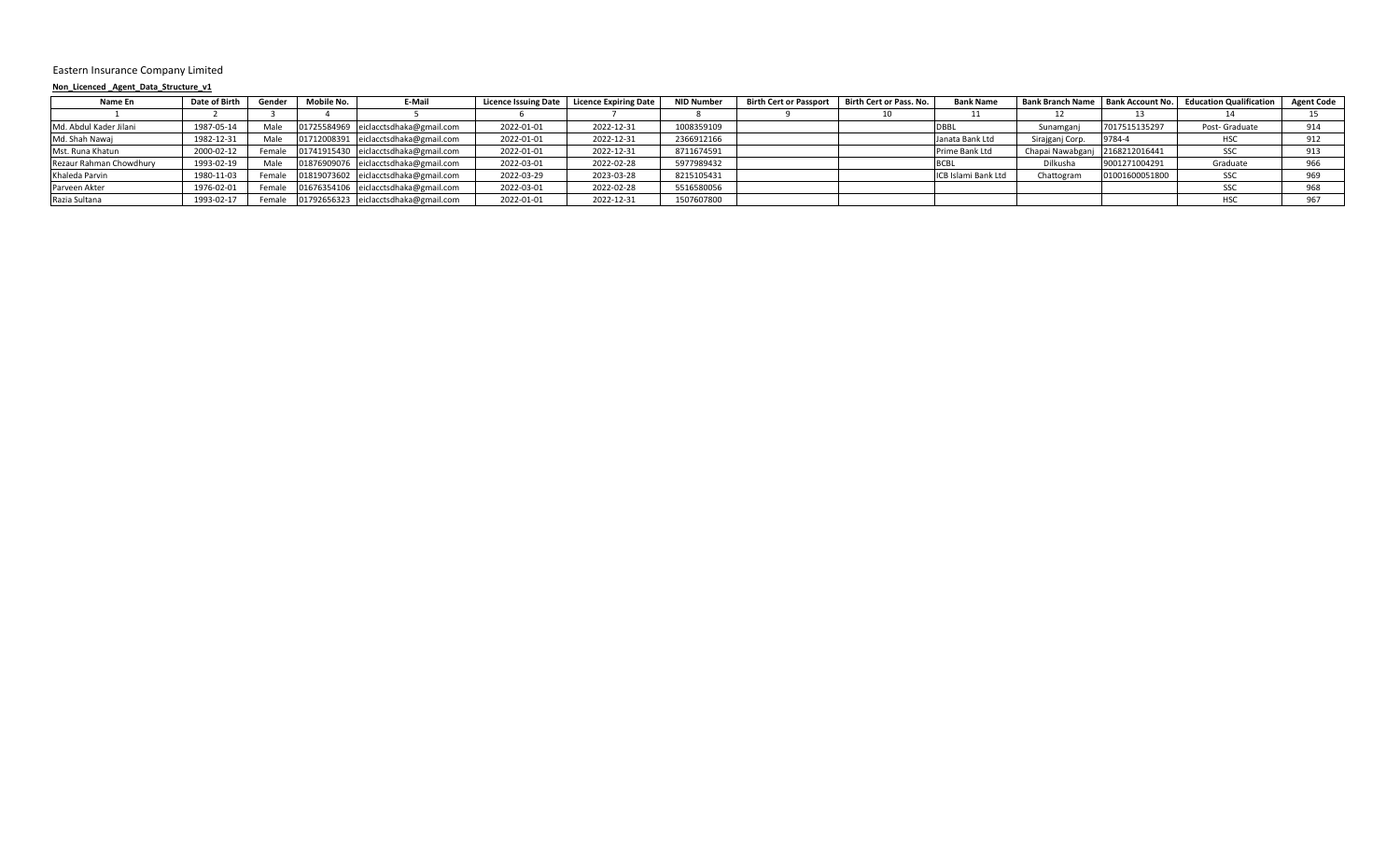Eastern Insurance Company Limited

**Non_Licenced _Agent_Data_Structure_v1**

| Name En | Date of Birth | Gender | Mobile No. | E-Mail | Licence Issuing Date | Licence Expiring Date | NID Number | Birth Cert or Passport | Birth Cert or Pass. No. | Bank Name | Bank Branch Name | Bank Account No. | Education Qualification | Agent Code |
|---|---|---|---|---|---|---|---|---|---|---|---|---|---|---|
| 1 | 2 | 3 | 4 | 5 | 6 | 7 | 8 | 9 | 10 | 11 | 12 | 13 | 14 | 15 |
| Md. Abdul Kader Jilani | 1987-05-14 | Male | 01725584969 | eiclacctsdhaka@gmail.com | 2022-01-01 | 2022-12-31 | 1008359109 | | | DBBL | Sunamganj | 7017515135297 | Post- Graduate | 914 |
| Md. Shah Nawaj | 1982-12-31 | Male | 01712008391 | eiclacctsdhaka@gmail.com | 2022-01-01 | 2022-12-31 | 2366912166 | | | Janata Bank Ltd | Sirajganj Corp. | 9784-4 | HSC | 912 |
| Mst. Runa Khatun | 2000-02-12 | Female | 01741915430 | eiclacctsdhaka@gmail.com | 2022-01-01 | 2022-12-31 | 8711674591 | | | Prime Bank Ltd | Chapai Nawabganj | 2168212016441 | SSC | 913 |
| Rezaur Rahman Chowdhury | 1993-02-19 | Male | 01876909076 | eiclacctsdhaka@gmail.com | 2022-03-01 | 2022-02-28 | 5977989432 | | | BCBL | Dilkusha | 9001271004291 | Graduate | 966 |
| Khaleda Parvin | 1980-11-03 | Female | 01819073602 | eiclacctsdhaka@gmail.com | 2022-03-29 | 2023-03-28 | 8215105431 | | | ICB Islami Bank Ltd | Chattogram | 01001600051800 | SSC | 969 |
| Parveen Akter | 1976-02-01 | Female | 01676354106 | eiclacctsdhaka@gmail.com | 2022-03-01 | 2022-02-28 | 5516580056 | | | | | | SSC | 968 |
| Razia Sultana | 1993-02-17 | Female | 01792656323 | eiclacctsdhaka@gmail.com | 2022-01-01 | 2022-12-31 | 1507607800 | | | | | | HSC | 967 |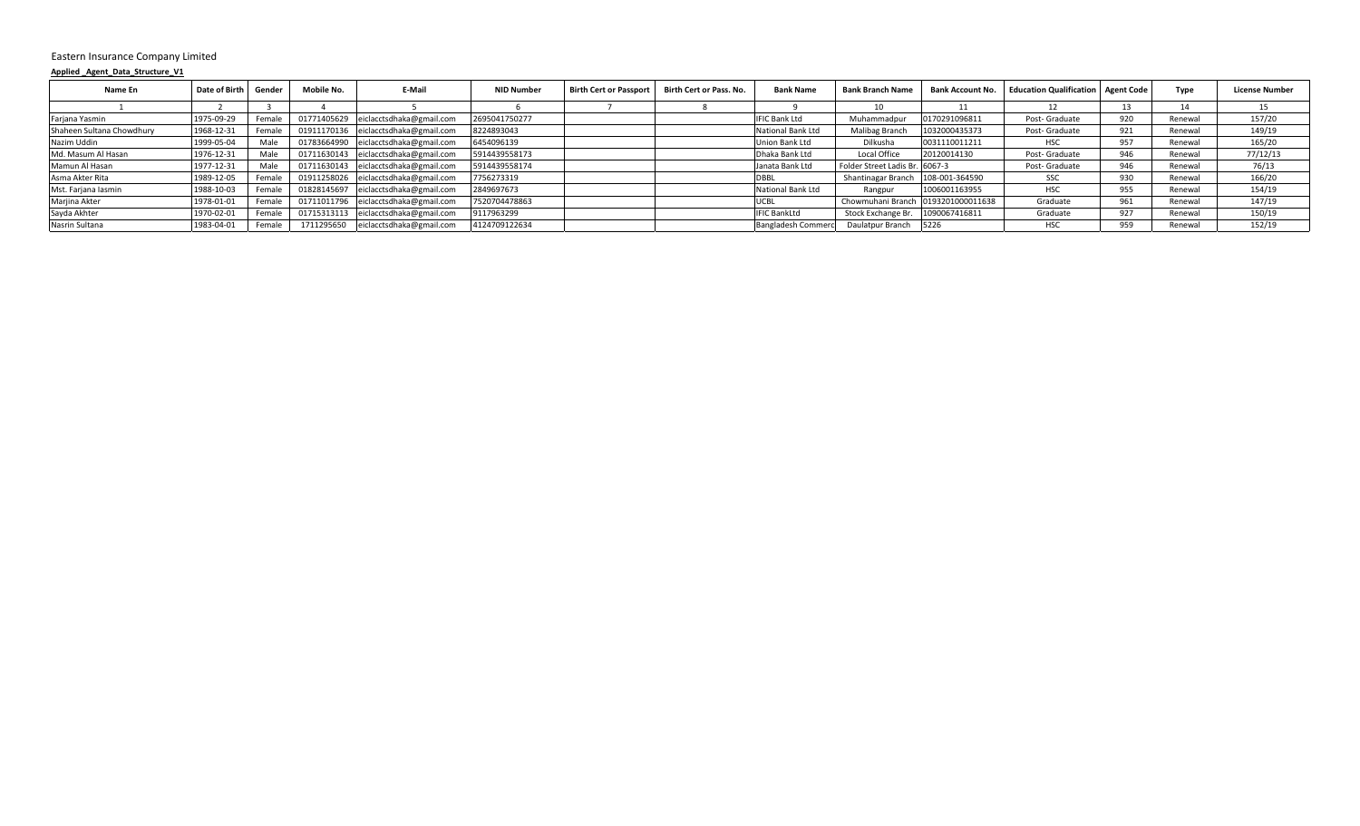Eastern Insurance Company Limited

**Applied _Agent_Data_Structure_V1**

| Name En | Date of Birth | Gender | Mobile No. | E-Mail | NID Number | Birth Cert or Passport | Birth Cert or Pass. No. | Bank Name | Bank Branch Name | Bank Account No. | Education Qualification | Agent Code | Type | License Number |
|---|---|---|---|---|---|---|---|---|---|---|---|---|---|---|
| 1 | 2 | 3 | 4 | 5 | 6 | 7 | 8 | 9 | 10 | 11 | 12 | 13 | 14 | 15 |
| Farjana Yasmin | 1975-09-29 | Female | 01771405629 | eiclacctsdhaka@gmail.com | 2695041750277 | | | IFIC Bank Ltd | Muhammadpur | 0170291096811 | Post- Graduate | 920 | Renewal | 157/20 |
| Shaheen Sultana Chowdhury | 1968-12-31 | Female | 01911170136 | eiclacctsdhaka@gmail.com | 8224893043 | | | National Bank Ltd | Malibag Branch | 1032000435373 | Post- Graduate | 921 | Renewal | 149/19 |
| Nazim Uddin | 1999-05-04 | Male | 01783664990 | eiclacctsdhaka@gmail.com | 6454096139 | | | Union Bank Ltd | Dilkusha | 0031110011211 | HSC | 957 | Renewal | 165/20 |
| Md. Masum Al Hasan | 1976-12-31 | Male | 01711630143 | eiclacctsdhaka@gmail.com | 5914439558173 | | | Dhaka Bank Ltd | Local Office | 20120014130 | Post- Graduate | 946 | Renewal | 77/12/13 |
| Mamun Al Hasan | 1977-12-31 | Male | 01711630143 | eiclacctsdhaka@gmail.com | 5914439558174 | | | Janata Bank Ltd | Folder Street Ladis Br. | 6067-3 | Post- Graduate | 946 | Renewal | 76/13 |
| Asma Akter Rita | 1989-12-05 | Female | 01911258026 | eiclacctsdhaka@gmail.com | 7756273319 | | | DBBL | Shantinagar Branch | 108-001-364590 | SSC | 930 | Renewal | 166/20 |
| Mst. Farjana Iasmin | 1988-10-03 | Female | 01828145697 | eiclacctsdhaka@gmail.com | 2849697673 | | | National Bank Ltd | Rangpur | 1006001163955 | HSC | 955 | Renewal | 154/19 |
| Marjina Akter | 1978-01-01 | Female | 01711011796 | eiclacctsdhaka@gmail.com | 7520704478863 | | | UCBL | Chowmuhani Branch | 0193201000011638 | Graduate | 961 | Renewal | 147/19 |
| Sayda Akhter | 1970-02-01 | Female | 01715313113 | eiclacctsdhaka@gmail.com | 9117963299 | | | IFIC BankLtd | Stock Exchange Br. | 1090067416811 | Graduate | 927 | Renewal | 150/19 |
| Nasrin Sultana | 1983-04-01 | Female | 1711295650 | eiclacctsdhaka@gmail.com | 4124709122634 | | | Bangladesh Commerc | Daulatpur Branch | 5226 | HSC | 959 | Renewal | 152/19 |